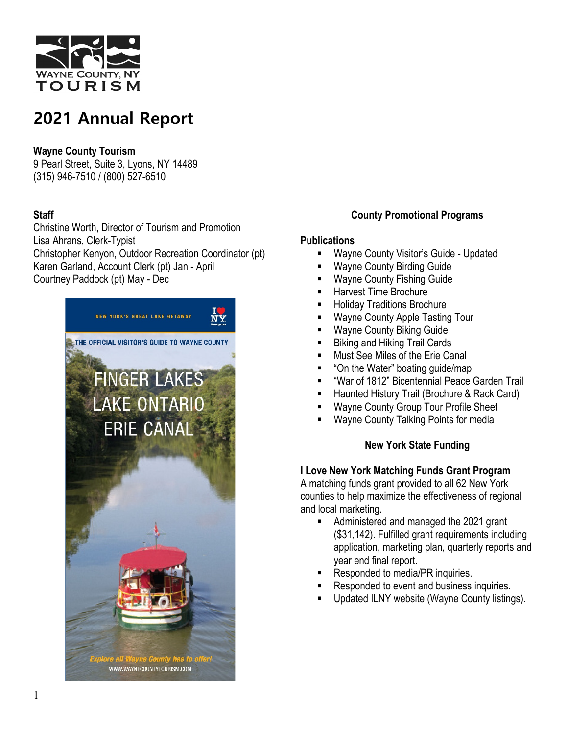# 2021 Annual Report

**Wayne County Tourism**
9 Pearl Street, Suite 3, Lyons, NY 14489
(315) 946-7510 / (800) 527-6510

**Staff**
Christine Worth, Director of Tourism and Promotion
Lisa Ahrans, Clerk-Typist
Christopher Kenyon, Outdoor Recreation Coordinator (pt)
Karen Garland, Account Clerk (pt) Jan - April
Courtney Paddock (pt) May - Dec

## County Promotional Programs

### Publications

- Wayne County Visitor's Guide - Updated
- Wayne County Birding Guide
- Wayne County Fishing Guide
- Harvest Time Brochure
- Holiday Traditions Brochure
- Wayne County Apple Tasting Tour
- Wayne County Biking Guide
- Biking and Hiking Trail Cards
- Must See Miles of the Erie Canal
- "On the Water" boating guide/map
- "War of 1812" Bicentennial Peace Garden Trail
- Haunted History Trail (Brochure & Rack Card)
- Wayne County Group Tour Profile Sheet
- Wayne County Talking Points for media

## New York State Funding

### I Love New York Matching Funds Grant Program

A matching funds grant provided to all 62 New York counties to help maximize the effectiveness of regional and local marketing.

- Administered and managed the 2021 grant ($31,142). Fulfilled grant requirements including application, marketing plan, quarterly reports and year end final report.
- Responded to media/PR inquiries.
- Responded to event and business inquiries.
- Updated ILNY website (Wayne County listings).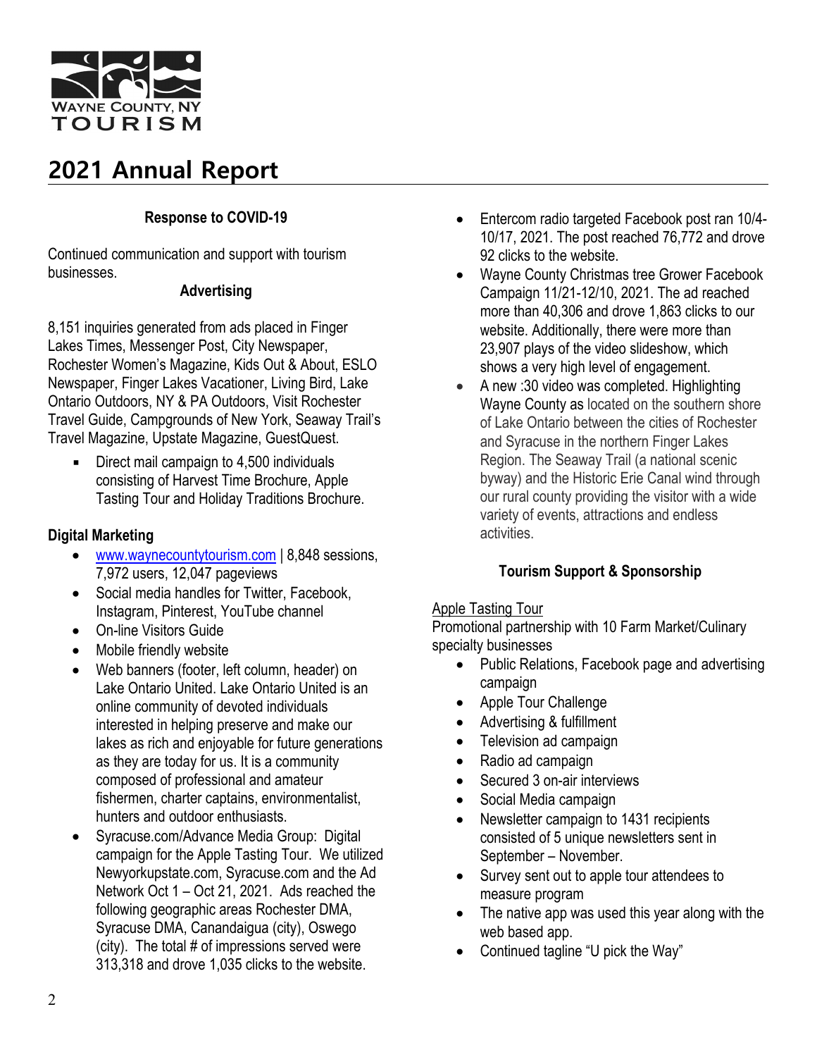WAYNE COUNTY, NY TOURISM

# 2021 Annual Report

## Response to COVID-19

Continued communication and support with tourism businesses.

## Advertising

8,151 inquiries generated from ads placed in Finger Lakes Times, Messenger Post, City Newspaper, Rochester Women's Magazine, Kids Out & About, ESLO Newspaper, Finger Lakes Vacationer, Living Bird, Lake Ontario Outdoors, NY & PA Outdoors, Visit Rochester Travel Guide, Campgrounds of New York, Seaway Trail's Travel Magazine, Upstate Magazine, GuestQuest.

- Direct mail campaign to 4,500 individuals consisting of Harvest Time Brochure, Apple Tasting Tour and Holiday Traditions Brochure.

## Digital Marketing

- www.waynecountytourism.com | 8,848 sessions, 7,972 users, 12,047 pageviews
- Social media handles for Twitter, Facebook, Instagram, Pinterest, YouTube channel
- On-line Visitors Guide
- Mobile friendly website
- Web banners (footer, left column, header) on Lake Ontario United. Lake Ontario United is an online community of devoted individuals interested in helping preserve and make our lakes as rich and enjoyable for future generations as they are today for us. It is a community composed of professional and amateur fishermen, charter captains, environmentalist, hunters and outdoor enthusiasts.
- Syracuse.com/Advance Media Group: Digital campaign for the Apple Tasting Tour. We utilized Newyorkupstate.com, Syracuse.com and the Ad Network Oct 1 – Oct 21, 2021. Ads reached the following geographic areas Rochester DMA, Syracuse DMA, Canandaigua (city), Oswego (city). The total # of impressions served were 313,318 and drove 1,035 clicks to the website.
- Entercom radio targeted Facebook post ran 10/4-10/17, 2021. The post reached 76,772 and drove 92 clicks to the website.
- Wayne County Christmas tree Grower Facebook Campaign 11/21-12/10, 2021. The ad reached more than 40,306 and drove 1,863 clicks to our website. Additionally, there were more than 23,907 plays of the video slideshow, which shows a very high level of engagement.
- A new :30 video was completed. Highlighting Wayne County as located on the southern shore of Lake Ontario between the cities of Rochester and Syracuse in the northern Finger Lakes Region. The Seaway Trail (a national scenic byway) and the Historic Erie Canal wind through our rural county providing the visitor with a wide variety of events, attractions and endless activities.

## Tourism Support & Sponsorship

Apple Tasting Tour

Promotional partnership with 10 Farm Market/Culinary specialty businesses

- Public Relations, Facebook page and advertising campaign
- Apple Tour Challenge
- Advertising & fulfillment
- Television ad campaign
- Radio ad campaign
- Secured 3 on-air interviews
- Social Media campaign
- Newsletter campaign to 1431 recipients consisted of 5 unique newsletters sent in September – November.
- Survey sent out to apple tour attendees to measure program
- The native app was used this year along with the web based app.
- Continued tagline "U pick the Way"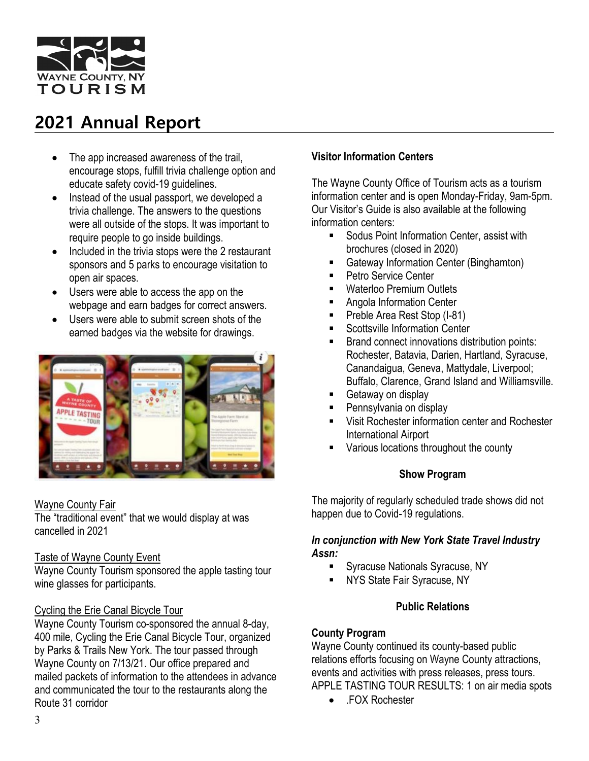# 2021 Annual Report

- The app increased awareness of the trail, encourage stops, fulfill trivia challenge option and educate safety covid-19 guidelines.
- Instead of the usual passport, we developed a trivia challenge. The answers to the questions were all outside of the stops. It was important to require people to go inside buildings.
- Included in the trivia stops were the 2 restaurant sponsors and 5 parks to encourage visitation to open air spaces.
- Users were able to access the app on the webpage and earn badges for correct answers.
- Users were able to submit screen shots of the earned badges via the website for drawings.

Wayne County Fair
The "traditional event" that we would display at was cancelled in 2021

Taste of Wayne County Event
Wayne County Tourism sponsored the apple tasting tour wine glasses for participants.

Cycling the Erie Canal Bicycle Tour
Wayne County Tourism co-sponsored the annual 8-day, 400 mile, Cycling the Erie Canal Bicycle Tour, organized by Parks & Trails New York. The tour passed through Wayne County on 7/13/21. Our office prepared and mailed packets of information to the attendees in advance and communicated the tour to the restaurants along the Route 31 corridor

**Visitor Information Centers**

The Wayne County Office of Tourism acts as a tourism information center and is open Monday-Friday, 9am-5pm. Our Visitor's Guide is also available at the following information centers:

- Sodus Point Information Center, assist with brochures (closed in 2020)
- Gateway Information Center (Binghamton)
- Petro Service Center
- Waterloo Premium Outlets
- Angola Information Center
- Preble Area Rest Stop (I-81)
- Scottsville Information Center
- Brand connect innovations distribution points: Rochester, Batavia, Darien, Hartland, Syracuse, Canandaigua, Geneva, Mattydale, Liverpool; Buffalo, Clarence, Grand Island and Williamsville.
- Getaway on display
- Pennsylvania on display
- Visit Rochester information center and Rochester International Airport
- Various locations throughout the county

**Show Program**

The majority of regularly scheduled trade shows did not happen due to Covid-19 regulations.

***In conjunction with New York State Travel Industry Assn:***

- Syracuse Nationals Syracuse, NY
- NYS State Fair Syracuse, NY

**Public Relations**

**County Program**
Wayne County continued its county-based public relations efforts focusing on Wayne County attractions, events and activities with press releases, press tours.
APPLE TASTING TOUR RESULTS: 1 on air media spots

- .FOX Rochester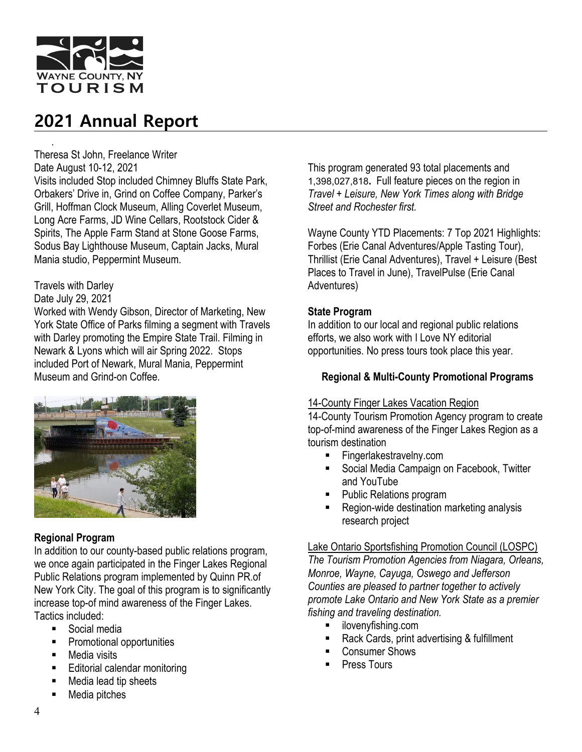# 2021 Annual Report

Theresa St John, Freelance Writer
Date August 10-12, 2021
Visits included Stop included Chimney Bluffs State Park, Orbakers' Drive in, Grind on Coffee Company, Parker's Grill, Hoffman Clock Museum, Alling Coverlet Museum, Long Acre Farms, JD Wine Cellars, Rootstock Cider & Spirits, The Apple Farm Stand at Stone Goose Farms, Sodus Bay Lighthouse Museum, Captain Jacks, Mural Mania studio, Peppermint Museum.

Travels with Darley
Date July 29, 2021
Worked with Wendy Gibson, Director of Marketing, New York State Office of Parks filming a segment with Travels with Darley promoting the Empire State Trail. Filming in Newark & Lyons which will air Spring 2022. Stops included Port of Newark, Mural Mania, Peppermint Museum and Grind-on Coffee.

**Regional Program**

In addition to our county-based public relations program, we once again participated in the Finger Lakes Regional Public Relations program implemented by Quinn PR.of New York City. The goal of this program is to significantly increase top-of mind awareness of the Finger Lakes. Tactics included:

- Social media
- Promotional opportunities
- Media visits
- Editorial calendar monitoring
- Media lead tip sheets
- Media pitches

This program generated 93 total placements and 1,398,027,818**.** Full feature pieces on the region in *Travel + Leisure, New York Times along with Bridge Street and Rochester first.*

Wayne County YTD Placements: 7 Top 2021 Highlights: Forbes (Erie Canal Adventures/Apple Tasting Tour), Thrillist (Erie Canal Adventures), Travel + Leisure (Best Places to Travel in June), TravelPulse (Erie Canal Adventures)

**State Program**

In addition to our local and regional public relations efforts, we also work with I Love NY editorial opportunities. No press tours took place this year.

**Regional & Multi-County Promotional Programs**

14-County Finger Lakes Vacation Region

14-County Tourism Promotion Agency program to create top-of-mind awareness of the Finger Lakes Region as a tourism destination

- Fingerlakestravelny.com
- Social Media Campaign on Facebook, Twitter and YouTube
- Public Relations program
- Region-wide destination marketing analysis research project

Lake Ontario Sportsfishing Promotion Council (LOSPC)

*The Tourism Promotion Agencies from Niagara, Orleans, Monroe, Wayne, Cayuga, Oswego and Jefferson Counties are pleased to partner together to actively promote Lake Ontario and New York State as a premier fishing and traveling destination.*

- ilovenyfishing.com
- Rack Cards, print advertising & fulfillment
- Consumer Shows
- Press Tours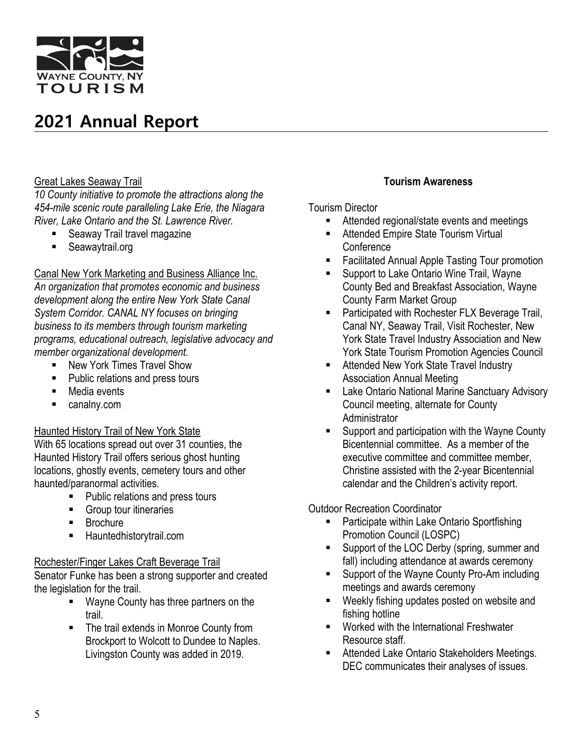# 2021 Annual Report

Great Lakes Seaway Trail

*10 County initiative to promote the attractions along the 454-mile scenic route paralleling Lake Erie, the Niagara River, Lake Ontario and the St. Lawrence River.*

- Seaway Trail travel magazine
- Seawaytrail.org

Canal New York Marketing and Business Alliance Inc.

*An organization that promotes economic and business development along the entire New York State Canal System Corridor. CANAL NY focuses on bringing business to its members through tourism marketing programs, educational outreach, legislative advocacy and member organizational development.*

- New York Times Travel Show
- Public relations and press tours
- Media events
- canalny.com

Haunted History Trail of New York State

With 65 locations spread out over 31 counties, the Haunted History Trail offers serious ghost hunting locations, ghostly events, cemetery tours and other haunted/paranormal activities.

- Public relations and press tours
- Group tour itineraries
- Brochure
- Hauntedhistorytrail.com

Rochester/Finger Lakes Craft Beverage Trail

Senator Funke has been a strong supporter and created the legislation for the trail.

- Wayne County has three partners on the trail.
- The trail extends in Monroe County from Brockport to Wolcott to Dundee to Naples. Livingston County was added in 2019.

**Tourism Awareness**

Tourism Director

- Attended regional/state events and meetings
- Attended Empire State Tourism Virtual Conference
- Facilitated Annual Apple Tasting Tour promotion
- Support to Lake Ontario Wine Trail, Wayne County Bed and Breakfast Association, Wayne County Farm Market Group
- Participated with Rochester FLX Beverage Trail, Canal NY, Seaway Trail, Visit Rochester, New York State Travel Industry Association and New York State Tourism Promotion Agencies Council
- Attended New York State Travel Industry Association Annual Meeting
- Lake Ontario National Marine Sanctuary Advisory Council meeting, alternate for County Administrator
- Support and participation with the Wayne County Bicentennial committee. As a member of the executive committee and committee member, Christine assisted with the 2-year Bicentennial calendar and the Children's activity report.

Outdoor Recreation Coordinator

- Participate within Lake Ontario Sportfishing Promotion Council (LOSPC)
- Support of the LOC Derby (spring, summer and fall) including attendance at awards ceremony
- Support of the Wayne County Pro-Am including meetings and awards ceremony
- Weekly fishing updates posted on website and fishing hotline
- Worked with the International Freshwater Resource staff.
- Attended Lake Ontario Stakeholders Meetings. DEC communicates their analyses of issues.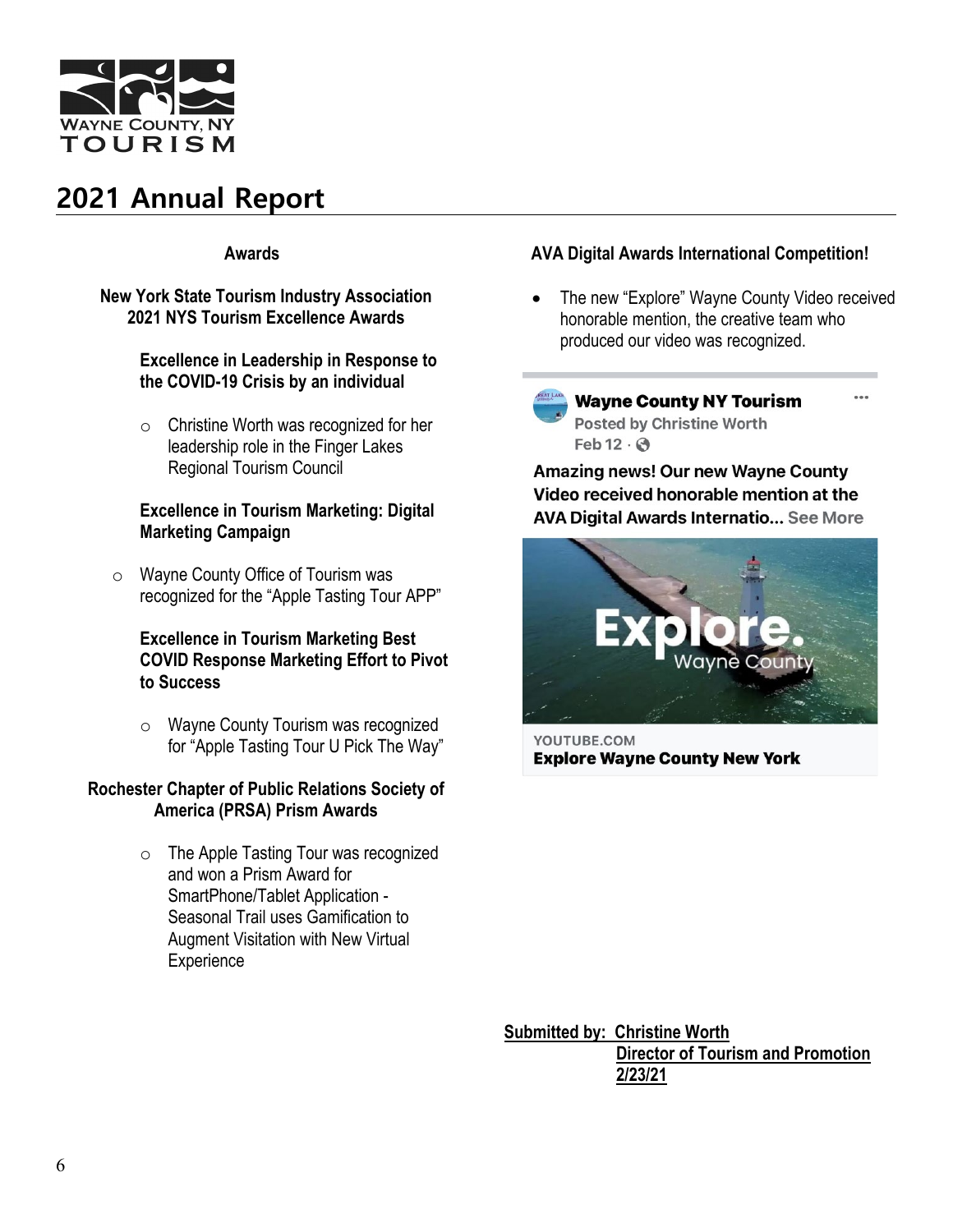WAYNE COUNTY, NY
TOURISM

# 2021 Annual Report

## Awards

### New York State Tourism Industry Association 2021 NYS Tourism Excellence Awards

**Excellence in Leadership in Response to the COVID-19 Crisis by an individual**

- Christine Worth was recognized for her leadership role in the Finger Lakes Regional Tourism Council

**Excellence in Tourism Marketing: Digital Marketing Campaign**

- Wayne County Office of Tourism was recognized for the "Apple Tasting Tour APP"

**Excellence in Tourism Marketing Best COVID Response Marketing Effort to Pivot to Success**

- Wayne County Tourism was recognized for "Apple Tasting Tour U Pick The Way"

### Rochester Chapter of Public Relations Society of America (PRSA) Prism Awards

- The Apple Tasting Tour was recognized and won a Prism Award for SmartPhone/Tablet Application - Seasonal Trail uses Gamification to Augment Visitation with New Virtual Experience

### AVA Digital Awards International Competition!

- The new "Explore" Wayne County Video received honorable mention, the creative team who produced our video was recognized.

**Wayne County NY Tourism**
Posted by Christine Worth
Feb 12

**Amazing news! Our new Wayne County Video received honorable mention at the AVA Digital Awards Internatio... See More**

Explore. Wayne County

YOUTUBE.COM
**Explore Wayne County New York**

**Submitted by: Christine Worth**
**Director of Tourism and Promotion**
**2/23/21**